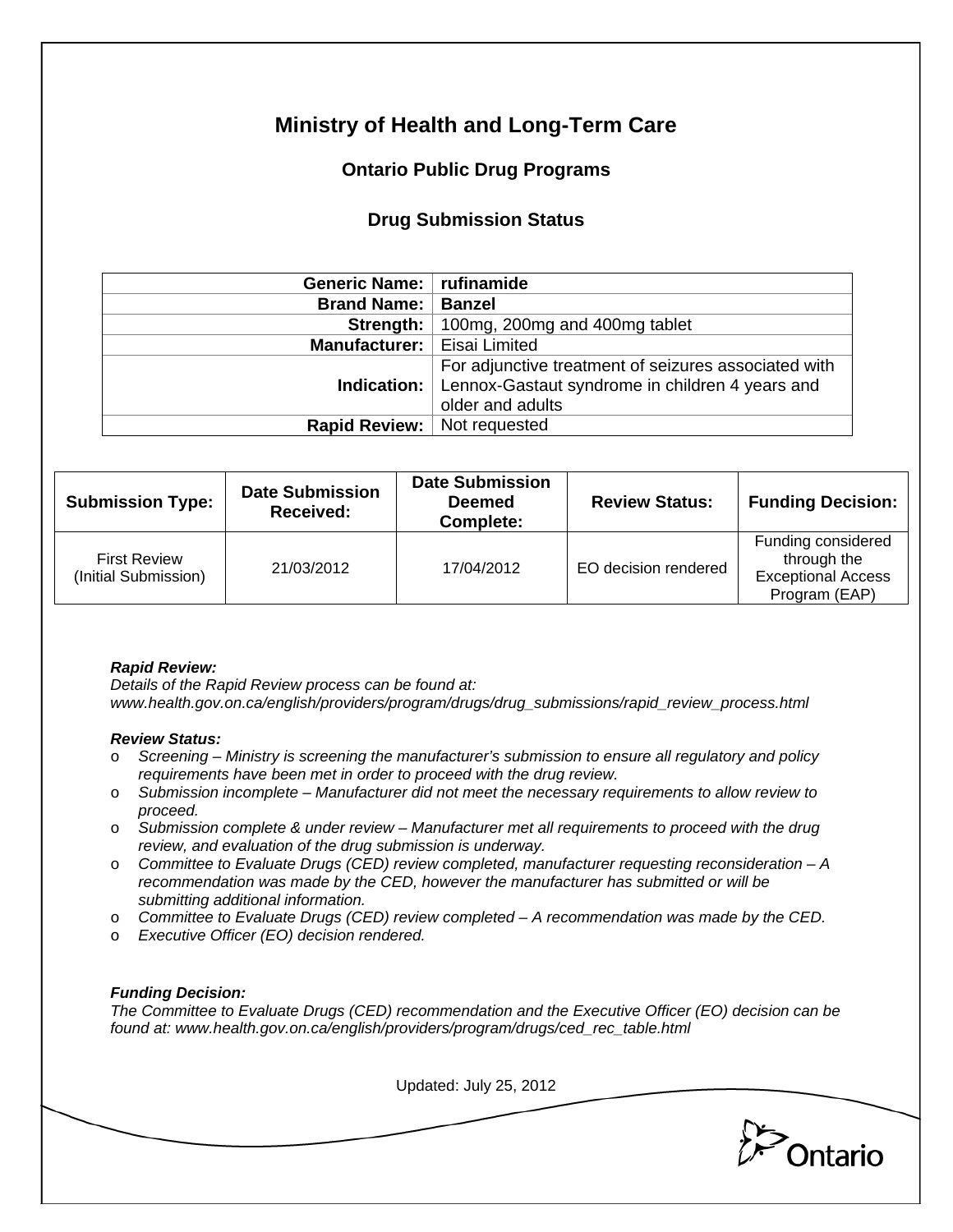# Ministry of Health and Long-Term Care

## Ontario Public Drug Programs

### Drug Submission Status

| | |
|---|---|
| **Generic Name:** | **rufinamide** |
| **Brand Name:** | **Banzel** |
| **Strength:** | 100mg, 200mg and 400mg tablet |
| **Manufacturer:** | Eisai Limited |
| **Indication:** | For adjunctive treatment of seizures associated with Lennox-Gastaut syndrome in children 4 years and older and adults |
| **Rapid Review:** | Not requested |

| Submission Type: | Date Submission Received: | Date Submission Deemed Complete: | Review Status: | Funding Decision: |
|---|---|---|---|---|
| First Review (Initial Submission) | 21/03/2012 | 17/04/2012 | EO decision rendered | Funding considered through the Exceptional Access Program (EAP) |

***Rapid Review:***
*Details of the Rapid Review process can be found at: www.health.gov.on.ca/english/providers/program/drugs/drug_submissions/rapid_review_process.html*

***Review Status:***

- *Screening – Ministry is screening the manufacturer's submission to ensure all regulatory and policy requirements have been met in order to proceed with the drug review.*
- *Submission incomplete – Manufacturer did not meet the necessary requirements to allow review to proceed.*
- *Submission complete & under review – Manufacturer met all requirements to proceed with the drug review, and evaluation of the drug submission is underway.*
- *Committee to Evaluate Drugs (CED) review completed, manufacturer requesting reconsideration – A recommendation was made by the CED, however the manufacturer has submitted or will be submitting additional information.*
- *Committee to Evaluate Drugs (CED) review completed – A recommendation was made by the CED.*
- *Executive Officer (EO) decision rendered.*

***Funding Decision:***
*The Committee to Evaluate Drugs (CED) recommendation and the Executive Officer (EO) decision can be found at: www.health.gov.on.ca/english/providers/program/drugs/ced_rec_table.html*

Updated: July 25, 2012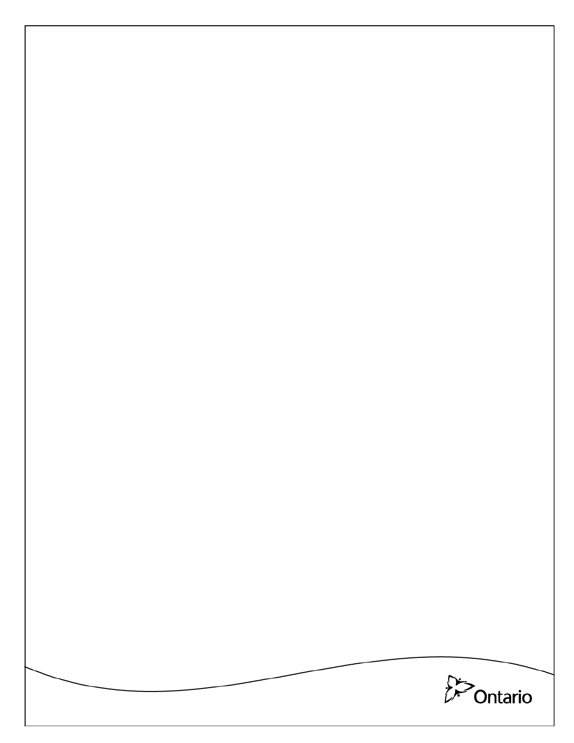Ontario